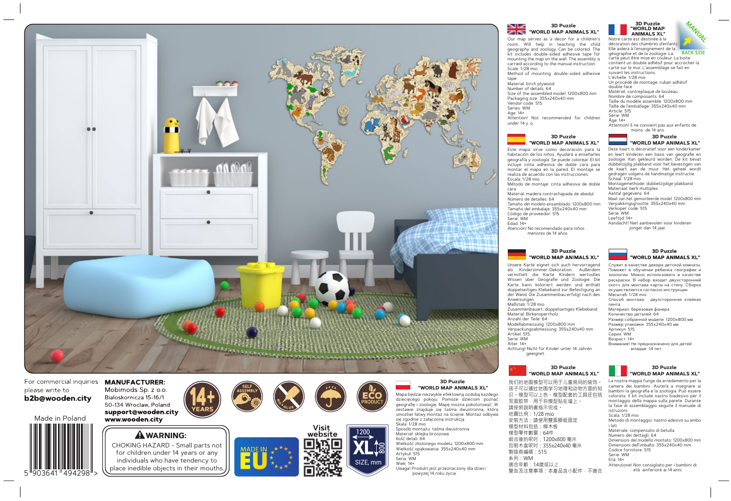## 3D Puzzle "WORLD MAP ANIMALS XL"

Our map serves as a decor for a children's room. Will help in teaching the child geography and zoology. Can be colored. The kit includes double-sided adhesive tape for mounting the map on the wall. The assembly is carried according to the manual instruction.
Scale: 1/28 mio
Method of mounting: double-sided adhesive tape
Material: birch plywood
Number of details: 64
Size of the assembled model: 1200x800 mm
Packaging size: 355x240x40 mm
Vendor code: 515
Series: WM
Age: 14+
Attention! Not recommended for children under 14 y. o.

## 3D Puzzle "WORLD MAP ANIMALS XL"

Notre carte est destinée à la décoration des chambres d'enfants. Elle aidera à l'enseignement de la géographie et de la zoologie. La carte peut être mise en couleur. La boite contient un double adhésif pour accrocher la carte sur le mur. L'assemblage se fait en suivant les instructions.
L'échelle: 1/28 mio
Un procédé de montage: ruban adhésif double face
Matériel: contreplaqué de bouleau
Nombre de composants: 64
Taille du modèle assemblé: 1200x800 mm
Taille de l'emballage: 355x240x40 mm
Article: 515
Série: WM
Âge: 14+
Attention! Il ne convient pas aux enfants de moins de 14 ans.

MANUAL
BACK SIDE

## 3D Puzzle "WORLD MAP ANIMALS XL"

Este mapa sirve como decoración para la habitación de los niños. Ayudará a enseñarles geografía y zoología. Se puede colorear. El kit incluye cinta adhesiva de doble cara para montar el mapa en la pared. El montaje se realiza de acuerdo con las instrucciones.
Escala: 1/28 mio
Método de montaje: cinta adhesiva de doble cara
Material: madera contrachapada de abedul
Número de detalles: 64
Tamaño del modelo ensamblado: 1200x800 mm
Tamaño del embalaje: 355x240x40 mm
Código de proveedor: 515
Serie: WM
Edad: 14+
Atención! No recomendado para niños menores de 14 años.

## 3D Puzzle "WORLD MAP ANIMALS XL"

Deze kaart is decoratief voor een kinderkamer en leert kinderen een basis van geografie en zoologie. Kan gekleurd worden. De kit bevat dubbelzijdig plakband voor het bevestigen van de kaart aan de muur. Het geheel wordt gedragen volgens de handmatige instructie.
Schaal: 1/28 mio
Montagemethode: dubbelzijdige plakband
Materiaal: berk multiplex
Aantal gegevens: 64
Maat van het gemonteerde model: 1200x800 mm
Verpakkingsgrootte: 355x240x40 mm
Verkoper code: 515
Serie: WM
Leeftijd: 14+
Aandacht! Niet aanbevolen voor kinderen jonger dan 14 jaar.

## 3D Puzzle "WORLD MAP ANIMALS XL"

Unsere Karte eignet sich auch hervorragend als Kinderzimmer-Dekoration. Außerdem vermittelt die Karte Kindern wertvolles Wissen über Geografie und Zoologie. Die Karte kann koloriert werden und enthält doppelseitiges Klebeband zur Befestigung an der Wand. Die Zusammenbau erfolgt nach den Anweisungen.
Maßstab: 1/28 mio
Zusammenbauart: doppelseitiges Klebeband
Material: Birkensperrholz
Anzahl der Teile: 64
Modellabmessung: 1200x800 mm
Verpackungsabmessung: 355x240x40 mm
Artikel: 515
Serie: WM
Alter: 14+
Achtung! Nicht für Kinder unter 14 Jahren geeignet.

## 3D Puzzle "WORLD MAP ANIMALS XL"

Служит в качестве декора детской комнаты. Поможет в обучении ребенка географии и зоологии. Можно использовать в качестве раскраски. В набор входит двухсторонний скотч для монтажа карты на стену. Сборка осуществляется согласно инструкции.
Масштаб: 1/28 mio
Способ монтажа: двухсторонняя клейкая лента
Материал: березовая фанера
Количество деталей: 64
Размер собранной модели: 1200x800 мм
Размер упаковки: 355x240x40 мм
Артикул: 515
Серия: WM
Возраст: 14+
Внимание! Не предназначено для детей младше 14 лет.

## 3D Puzzle "WORLD MAP ANIMALS XL"

Mapa będzie niezwykle efektowną ozdobą każdego dziecięcego pokoju. Pomoże dzieciom poznać geografię i zoologię. Mapę można pokolorować. W zestawie znajduje się taśma dwustronna, która umożliwi łatwy montaż na ścianie. Montaż odbywa się zgodnie z załączoną instrukcją.
Skala: 1/28 mio
Sposób montażu: taśma dwustronna
Materiał: sklejka brzozowa
Ilość detali: 64
Wielkość złożonego modelu: 1200x800 mm
Wielkość opakowania: 355x240x40 mm
Artykuł: 515
Seria: WM
Wiek: 14+
Uwaga! Produkt jest przeznaczony dla dzieci powyżej 14 roku życia.

## 3D Puzzle "WORLD MAP ANIMALS XL"

我们的地图模型可以用于儿童房间的装饰，孩子可以通过地图学习地理和动物方面的知识。模型可以上色。模型配套的工具还包括双面胶带，用于将模型贴在墙上。
請按照說明書指示完成。
地圖比例：1/28 mio
安裝方法：請使用雙面膠帶固定
模型材料包括：樺木板
模型零件數量：64件
組合後的尺寸：1200x800 毫米
包裝木盒尺寸：355x240x40 毫米
製造商編碼：515
系列：WM
適合年齡：14歲或以上
警告及注意事項：本產品含小配件，不適合

## 3D Puzzle "WORLD MAP ANIMALS XL"

La nostra mappa funge da arredamento per la camera dei bambini. Aiuterà a insegnare ai bambini la geografia e la zoologia. Può essere colorata. Il kit include nastro biadesivo per il montaggio della mappa sulla parete. Durante la fase di assemblaggio seguite il manuale di istruzioni.
Scala: 1/28 mio
Metodo di montaggio: nastro adesivo su ambo i lati
Materiale: compensato di betulla
Numero dei dettagli: 64
Dimensioni del modello montato: 1200x800 mm
Dimensioni dell'imballo: 355x240x40 mm
Codice fornitore: 515
Serie: WM
Età: 14+
Attenzione! Non consigliato per i bambini di età ainferiore ai 14 anni.

---

For commercial inquiries please write to
**b2b@wooden.city**

Made in Poland

5 903641 494298 >

**MANUFACTURER:**
Mobimods Sp. z o.o.
Bialoskornicza 15-16/1
50-134 Wroclaw, Poland
**support@wooden.city**
**www.wooden.city**

14+ YEARS · SELF ASSEMBLY · NO GLUE · ECO PRODUCT

**⚠WARNING:**
CHOKING HAZARD - Small parts not for children under 14 years or any individuals who have tendency to place inedible objects in their mouths.

MADE IN EU

Visit website

1200 XL 800 SIZE, mm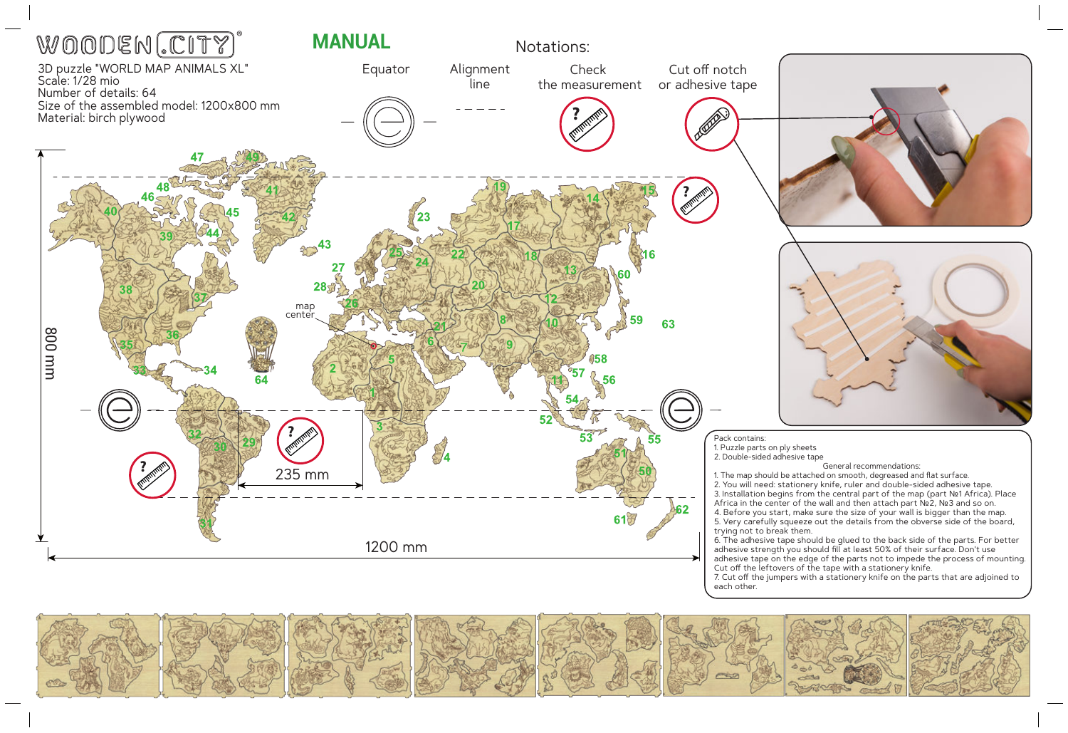WOODEN CITY®

3D puzzle "WORLD MAP ANIMALS XL"
Scale: 1/28 mio
Number of details: 64
Size of the assembled model: 1200x800 mm
Material: birch plywood

# MANUAL

Notations:

Equator

Alignment line

Check the measurement

Cut off notch or adhesive tape

map center

235 mm

1200 mm

800 mm

Pack contains:
1. Puzzle parts on ply sheets
2. Double-sided adhesive tape

General recommendations:
1. The map should be attached on smooth, degreased and flat surface.
2. You will need: stationery knife, ruler and double-sided adhesive tape.
3. Installation begins from the central part of the map (part №1 Africa). Place Africa in the center of the wall and then attach part №2, №3 and so on.
4. Before you start, make sure the size of your wall is bigger than the map.
5. Very carefully squeeze out the details from the obverse side of the board, trying not to break them.
6. The adhesive tape should be glued to the back side of the parts. For better adhesive strength you should fill at least 50% of their surface. Don't use adhesive tape on the edge of the parts not to impede the process of mounting. Cut off the leftovers of the tape with a stationery knife.
7. Cut off the jumpers with a stationery knife on the parts that are adjoined to each other.